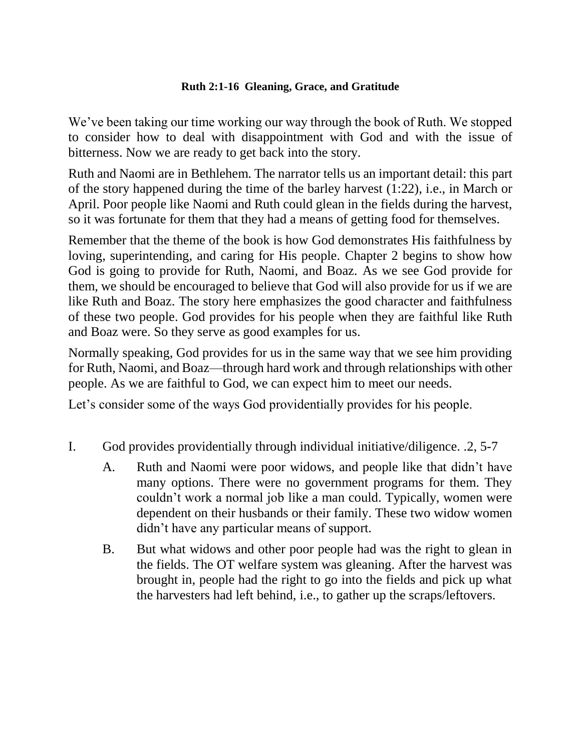**Ruth 2:1-16 Gleaning, Grace, and Gratitude**

We've been taking our time working our way through the book of Ruth. We stopped to consider how to deal with disappointment with God and with the issue of bitterness. Now we are ready to get back into the story.

Ruth and Naomi are in Bethlehem. The narrator tells us an important detail: this part of the story happened during the time of the barley harvest (1:22), i.e., in March or April. Poor people like Naomi and Ruth could glean in the fields during the harvest, so it was fortunate for them that they had a means of getting food for themselves.

Remember that the theme of the book is how God demonstrates His faithfulness by loving, superintending, and caring for His people. Chapter 2 begins to show how God is going to provide for Ruth, Naomi, and Boaz. As we see God provide for them, we should be encouraged to believe that God will also provide for us if we are like Ruth and Boaz. The story here emphasizes the good character and faithfulness of these two people. God provides for his people when they are faithful like Ruth and Boaz were. So they serve as good examples for us.

Normally speaking, God provides for us in the same way that we see him providing for Ruth, Naomi, and Boaz—through hard work and through relationships with other people. As we are faithful to God, we can expect him to meet our needs.

Let's consider some of the ways God providentially provides for his people.

I. God provides providentially through individual initiative/diligence. .2, 5-7

   A. Ruth and Naomi were poor widows, and people like that didn't have many options. There were no government programs for them. They couldn't work a normal job like a man could. Typically, women were dependent on their husbands or their family. These two widow women didn't have any particular means of support.

   B. But what widows and other poor people had was the right to glean in the fields. The OT welfare system was gleaning. After the harvest was brought in, people had the right to go into the fields and pick up what the harvesters had left behind, i.e., to gather up the scraps/leftovers.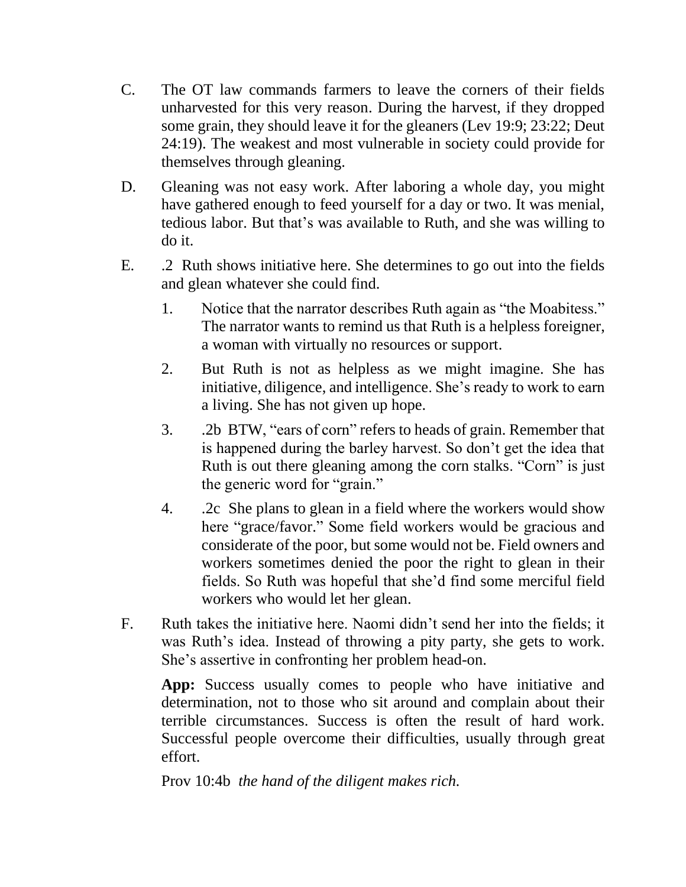C. The OT law commands farmers to leave the corners of their fields unharvested for this very reason. During the harvest, if they dropped some grain, they should leave it for the gleaners (Lev 19:9; 23:22; Deut 24:19). The weakest and most vulnerable in society could provide for themselves through gleaning.

D. Gleaning was not easy work. After laboring a whole day, you might have gathered enough to feed yourself for a day or two. It was menial, tedious labor. But that's was available to Ruth, and she was willing to do it.

E. .2 Ruth shows initiative here. She determines to go out into the fields and glean whatever she could find.

   1. Notice that the narrator describes Ruth again as "the Moabitess." The narrator wants to remind us that Ruth is a helpless foreigner, a woman with virtually no resources or support.

   2. But Ruth is not as helpless as we might imagine. She has initiative, diligence, and intelligence. She's ready to work to earn a living. She has not given up hope.

   3. .2b BTW, "ears of corn" refers to heads of grain. Remember that is happened during the barley harvest. So don't get the idea that Ruth is out there gleaning among the corn stalks. "Corn" is just the generic word for "grain."

   4. .2c She plans to glean in a field where the workers would show here "grace/favor." Some field workers would be gracious and considerate of the poor, but some would not be. Field owners and workers sometimes denied the poor the right to glean in their fields. So Ruth was hopeful that she'd find some merciful field workers who would let her glean.

F. Ruth takes the initiative here. Naomi didn't send her into the fields; it was Ruth's idea. Instead of throwing a pity party, she gets to work. She's assertive in confronting her problem head-on.

   **App:** Success usually comes to people who have initiative and determination, not to those who sit around and complain about their terrible circumstances. Success is often the result of hard work. Successful people overcome their difficulties, usually through great effort.

   Prov 10:4b *the hand of the diligent makes rich.*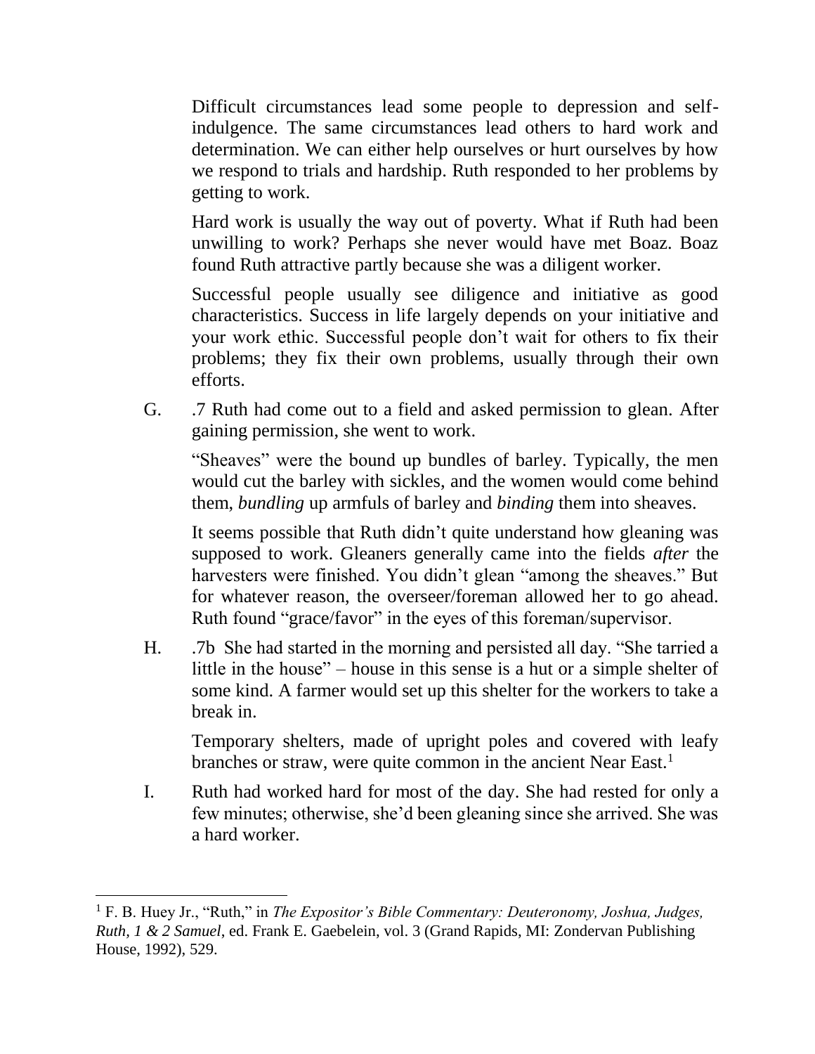Difficult circumstances lead some people to depression and self-indulgence. The same circumstances lead others to hard work and determination. We can either help ourselves or hurt ourselves by how we respond to trials and hardship. Ruth responded to her problems by getting to work.

Hard work is usually the way out of poverty. What if Ruth had been unwilling to work? Perhaps she never would have met Boaz. Boaz found Ruth attractive partly because she was a diligent worker.

Successful people usually see diligence and initiative as good characteristics. Success in life largely depends on your initiative and your work ethic. Successful people don't wait for others to fix their problems; they fix their own problems, usually through their own efforts.

G. .7 Ruth had come out to a field and asked permission to glean. After gaining permission, she went to work.

"Sheaves" were the bound up bundles of barley. Typically, the men would cut the barley with sickles, and the women would come behind them, *bundling* up armfuls of barley and *binding* them into sheaves.

It seems possible that Ruth didn't quite understand how gleaning was supposed to work. Gleaners generally came into the fields *after* the harvesters were finished. You didn't glean "among the sheaves." But for whatever reason, the overseer/foreman allowed her to go ahead. Ruth found "grace/favor" in the eyes of this foreman/supervisor.

H. .7b She had started in the morning and persisted all day. "She tarried a little in the house" – house in this sense is a hut or a simple shelter of some kind. A farmer would set up this shelter for the workers to take a break in.

Temporary shelters, made of upright poles and covered with leafy branches or straw, were quite common in the ancient Near East.[1]

I. Ruth had worked hard for most of the day. She had rested for only a few minutes; otherwise, she'd been gleaning since she arrived. She was a hard worker.

---

[1] F. B. Huey Jr., "Ruth," in *The Expositor's Bible Commentary: Deuteronomy, Joshua, Judges, Ruth, 1 & 2 Samuel*, ed. Frank E. Gaebelein, vol. 3 (Grand Rapids, MI: Zondervan Publishing House, 1992), 529.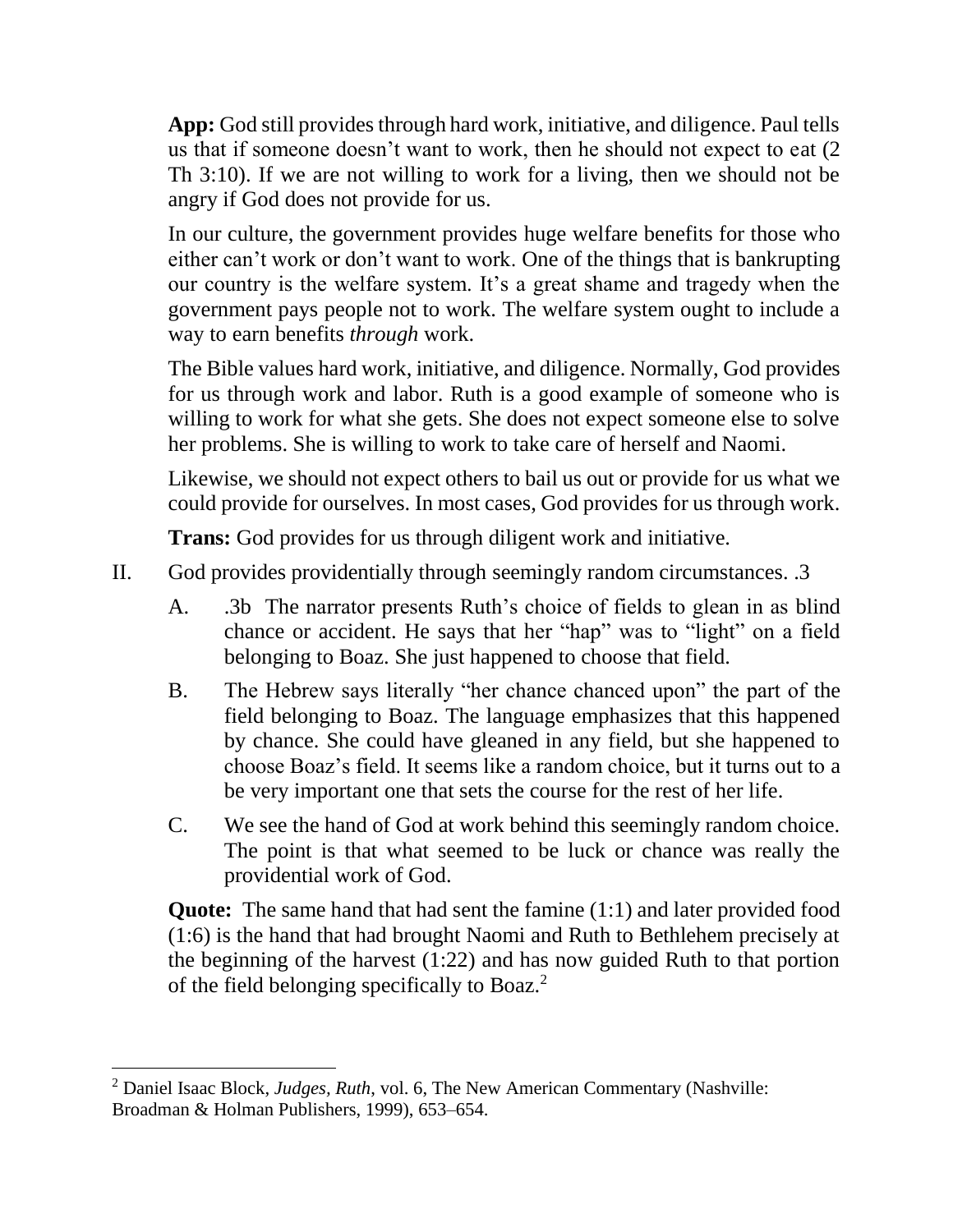**App:** God still provides through hard work, initiative, and diligence. Paul tells us that if someone doesn't want to work, then he should not expect to eat (2 Th 3:10). If we are not willing to work for a living, then we should not be angry if God does not provide for us.

In our culture, the government provides huge welfare benefits for those who either can't work or don't want to work. One of the things that is bankrupting our country is the welfare system. It's a great shame and tragedy when the government pays people not to work. The welfare system ought to include a way to earn benefits *through* work.

The Bible values hard work, initiative, and diligence. Normally, God provides for us through work and labor. Ruth is a good example of someone who is willing to work for what she gets. She does not expect someone else to solve her problems. She is willing to work to take care of herself and Naomi.

Likewise, we should not expect others to bail us out or provide for us what we could provide for ourselves. In most cases, God provides for us through work.

**Trans:** God provides for us through diligent work and initiative.

II. God provides providentially through seemingly random circumstances. .3

A. .3b The narrator presents Ruth's choice of fields to glean in as blind chance or accident. He says that her "hap" was to "light" on a field belonging to Boaz. She just happened to choose that field.

B. The Hebrew says literally "her chance chanced upon" the part of the field belonging to Boaz. The language emphasizes that this happened by chance. She could have gleaned in any field, but she happened to choose Boaz's field. It seems like a random choice, but it turns out to a be very important one that sets the course for the rest of her life.

C. We see the hand of God at work behind this seemingly random choice. The point is that what seemed to be luck or chance was really the providential work of God.

**Quote:** The same hand that had sent the famine (1:1) and later provided food (1:6) is the hand that had brought Naomi and Ruth to Bethlehem precisely at the beginning of the harvest (1:22) and has now guided Ruth to that portion of the field belonging specifically to Boaz.[2]

---

[2] Daniel Isaac Block, *Judges, Ruth*, vol. 6, The New American Commentary (Nashville: Broadman & Holman Publishers, 1999), 653–654.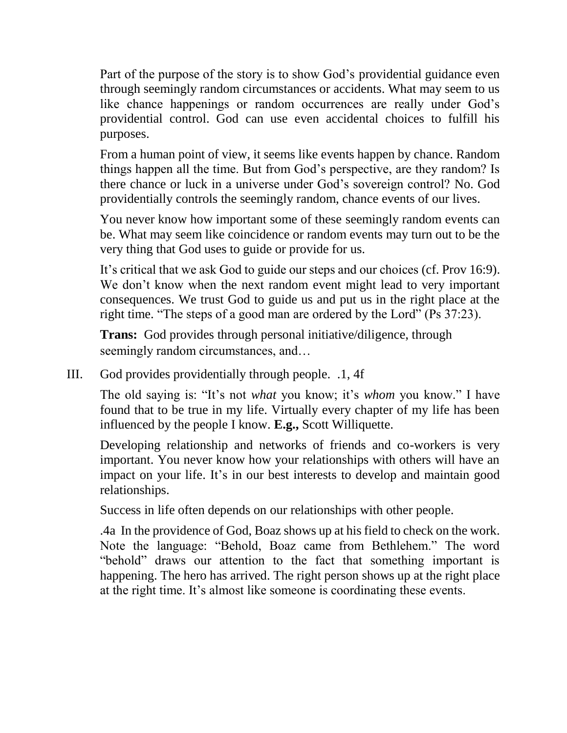Part of the purpose of the story is to show God's providential guidance even through seemingly random circumstances or accidents. What may seem to us like chance happenings or random occurrences are really under God's providential control. God can use even accidental choices to fulfill his purposes.

From a human point of view, it seems like events happen by chance. Random things happen all the time. But from God's perspective, are they random? Is there chance or luck in a universe under God's sovereign control? No. God providentially controls the seemingly random, chance events of our lives.

You never know how important some of these seemingly random events can be. What may seem like coincidence or random events may turn out to be the very thing that God uses to guide or provide for us.

It's critical that we ask God to guide our steps and our choices (cf. Prov 16:9). We don't know when the next random event might lead to very important consequences. We trust God to guide us and put us in the right place at the right time. "The steps of a good man are ordered by the Lord" (Ps 37:23).

**Trans:** God provides through personal initiative/diligence, through seemingly random circumstances, and…

III. God provides providentially through people. .1, 4f

The old saying is: "It's not *what* you know; it's *whom* you know." I have found that to be true in my life. Virtually every chapter of my life has been influenced by the people I know. **E.g.,** Scott Williquette.

Developing relationship and networks of friends and co-workers is very important. You never know how your relationships with others will have an impact on your life. It's in our best interests to develop and maintain good relationships.

Success in life often depends on our relationships with other people.

.4a In the providence of God, Boaz shows up at his field to check on the work. Note the language: "Behold, Boaz came from Bethlehem." The word "behold" draws our attention to the fact that something important is happening. The hero has arrived. The right person shows up at the right place at the right time. It's almost like someone is coordinating these events.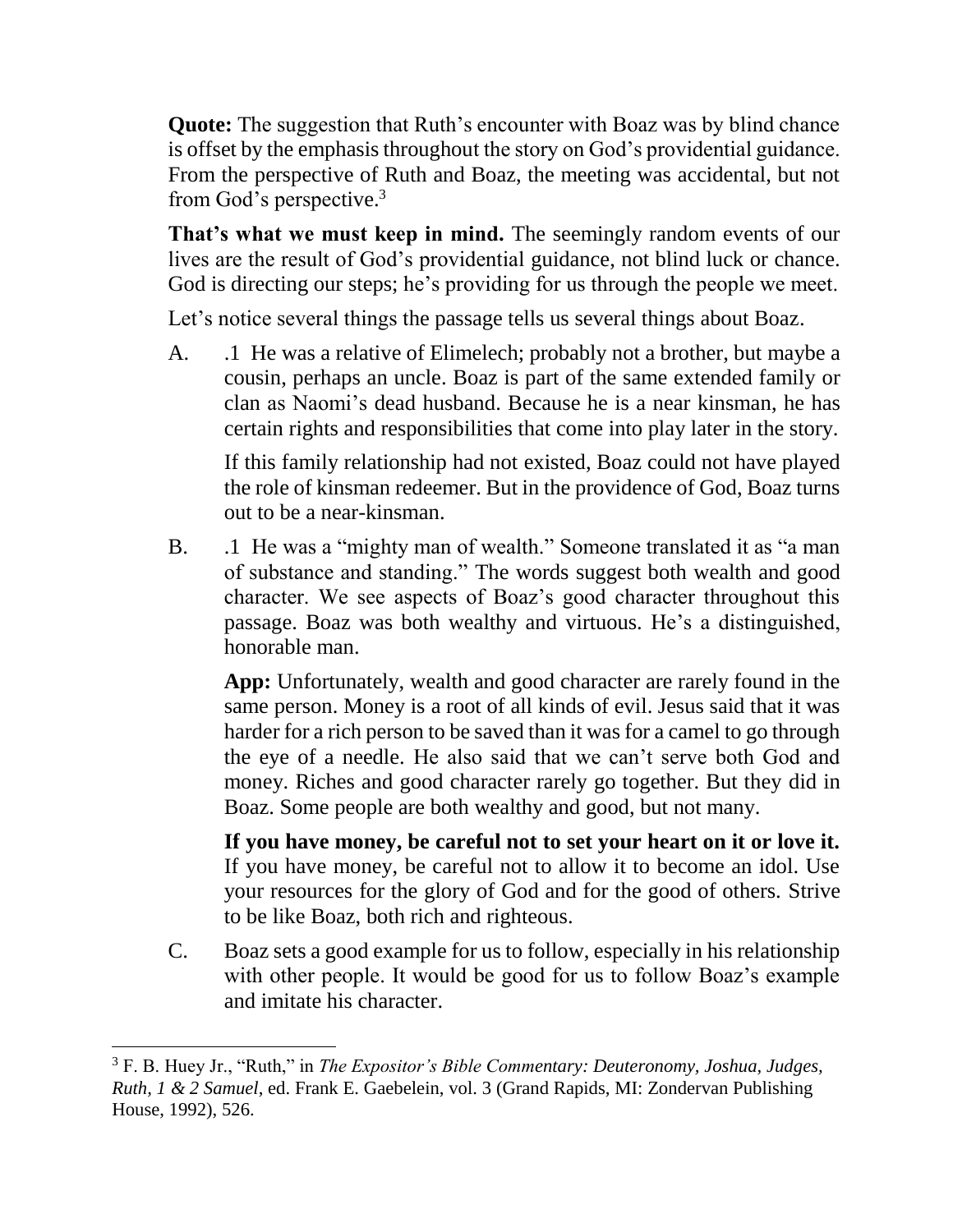**Quote:** The suggestion that Ruth's encounter with Boaz was by blind chance is offset by the emphasis throughout the story on God's providential guidance. From the perspective of Ruth and Boaz, the meeting was accidental, but not from God's perspective.[3]

**That's what we must keep in mind.** The seemingly random events of our lives are the result of God's providential guidance, not blind luck or chance. God is directing our steps; he's providing for us through the people we meet.

Let's notice several things the passage tells us several things about Boaz.

A. .1 He was a relative of Elimelech; probably not a brother, but maybe a cousin, perhaps an uncle. Boaz is part of the same extended family or clan as Naomi's dead husband. Because he is a near kinsman, he has certain rights and responsibilities that come into play later in the story.

   If this family relationship had not existed, Boaz could not have played the role of kinsman redeemer. But in the providence of God, Boaz turns out to be a near-kinsman.

B. .1 He was a "mighty man of wealth." Someone translated it as "a man of substance and standing." The words suggest both wealth and good character. We see aspects of Boaz's good character throughout this passage. Boaz was both wealthy and virtuous. He's a distinguished, honorable man.

   **App:** Unfortunately, wealth and good character are rarely found in the same person. Money is a root of all kinds of evil. Jesus said that it was harder for a rich person to be saved than it was for a camel to go through the eye of a needle. He also said that we can't serve both God and money. Riches and good character rarely go together. But they did in Boaz. Some people are both wealthy and good, but not many.

   **If you have money, be careful not to set your heart on it or love it.** If you have money, be careful not to allow it to become an idol. Use your resources for the glory of God and for the good of others. Strive to be like Boaz, both rich and righteous.

C. Boaz sets a good example for us to follow, especially in his relationship with other people. It would be good for us to follow Boaz's example and imitate his character.

---

[3] F. B. Huey Jr., "Ruth," in *The Expositor's Bible Commentary: Deuteronomy, Joshua, Judges, Ruth, 1 & 2 Samuel*, ed. Frank E. Gaebelein, vol. 3 (Grand Rapids, MI: Zondervan Publishing House, 1992), 526.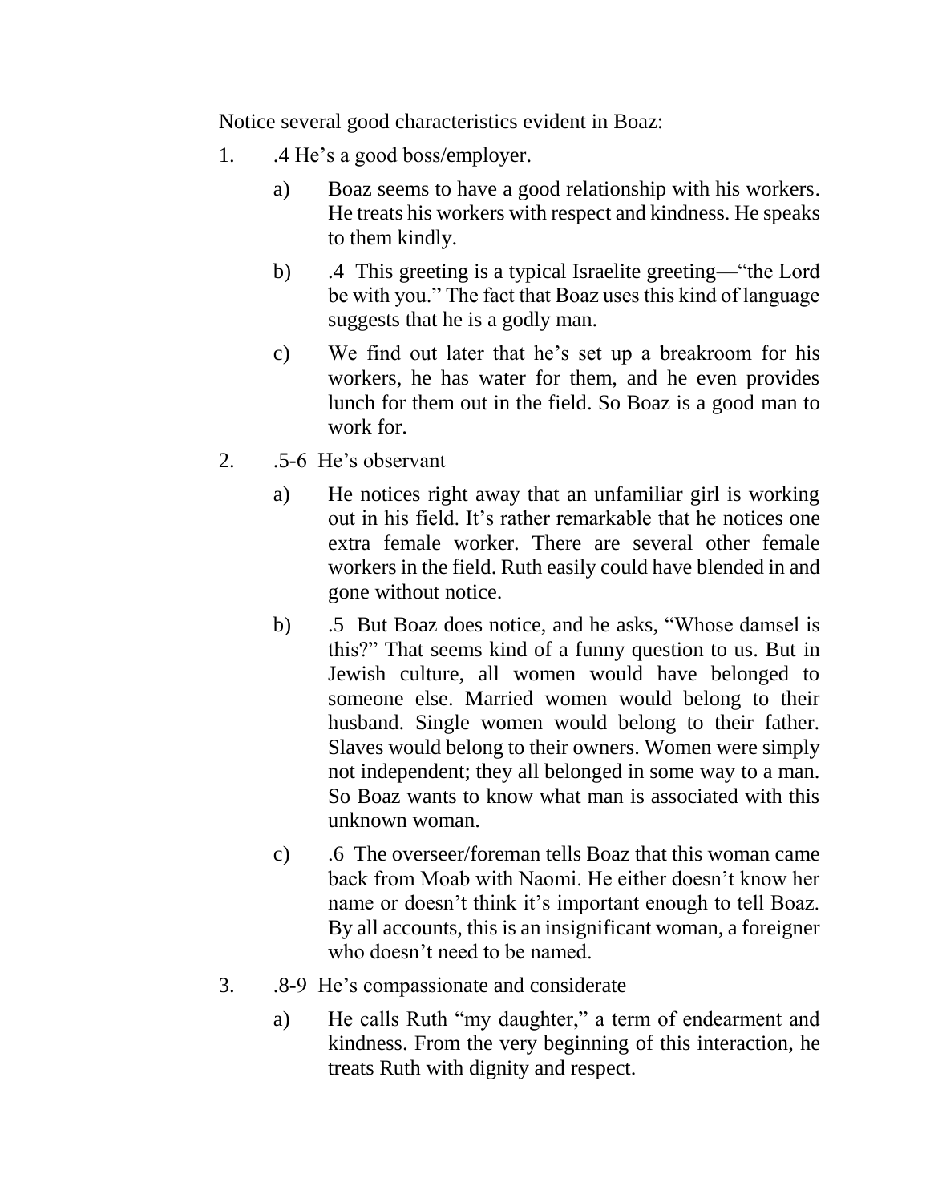Notice several good characteristics evident in Boaz:

1. .4 He's a good boss/employer.
   a) Boaz seems to have a good relationship with his workers. He treats his workers with respect and kindness. He speaks to them kindly.
   b) .4 This greeting is a typical Israelite greeting—"the Lord be with you." The fact that Boaz uses this kind of language suggests that he is a godly man.
   c) We find out later that he's set up a breakroom for his workers, he has water for them, and he even provides lunch for them out in the field. So Boaz is a good man to work for.
2. .5-6 He's observant
   a) He notices right away that an unfamiliar girl is working out in his field. It's rather remarkable that he notices one extra female worker. There are several other female workers in the field. Ruth easily could have blended in and gone without notice.
   b) .5 But Boaz does notice, and he asks, "Whose damsel is this?" That seems kind of a funny question to us. But in Jewish culture, all women would have belonged to someone else. Married women would belong to their husband. Single women would belong to their father. Slaves would belong to their owners. Women were simply not independent; they all belonged in some way to a man. So Boaz wants to know what man is associated with this unknown woman.
   c) .6 The overseer/foreman tells Boaz that this woman came back from Moab with Naomi. He either doesn't know her name or doesn't think it's important enough to tell Boaz. By all accounts, this is an insignificant woman, a foreigner who doesn't need to be named.
3. .8-9 He's compassionate and considerate
   a) He calls Ruth "my daughter," a term of endearment and kindness. From the very beginning of this interaction, he treats Ruth with dignity and respect.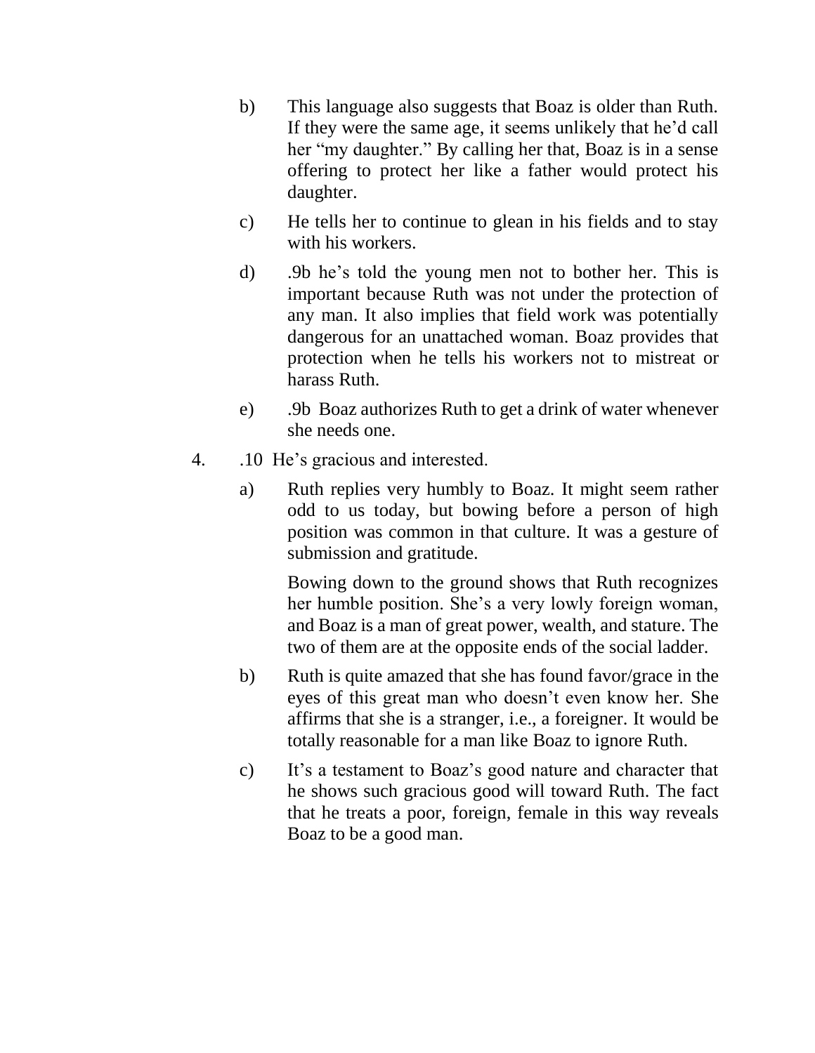b) This language also suggests that Boaz is older than Ruth. If they were the same age, it seems unlikely that he'd call her "my daughter." By calling her that, Boaz is in a sense offering to protect her like a father would protect his daughter.

c) He tells her to continue to glean in his fields and to stay with his workers.

d) .9b he's told the young men not to bother her. This is important because Ruth was not under the protection of any man. It also implies that field work was potentially dangerous for an unattached woman. Boaz provides that protection when he tells his workers not to mistreat or harass Ruth.

e) .9b Boaz authorizes Ruth to get a drink of water whenever she needs one.

4. .10 He's gracious and interested.

   a) Ruth replies very humbly to Boaz. It might seem rather odd to us today, but bowing before a person of high position was common in that culture. It was a gesture of submission and gratitude.

      Bowing down to the ground shows that Ruth recognizes her humble position. She's a very lowly foreign woman, and Boaz is a man of great power, wealth, and stature. The two of them are at the opposite ends of the social ladder.

   b) Ruth is quite amazed that she has found favor/grace in the eyes of this great man who doesn't even know her. She affirms that she is a stranger, i.e., a foreigner. It would be totally reasonable for a man like Boaz to ignore Ruth.

   c) It's a testament to Boaz's good nature and character that he shows such gracious good will toward Ruth. The fact that he treats a poor, foreign, female in this way reveals Boaz to be a good man.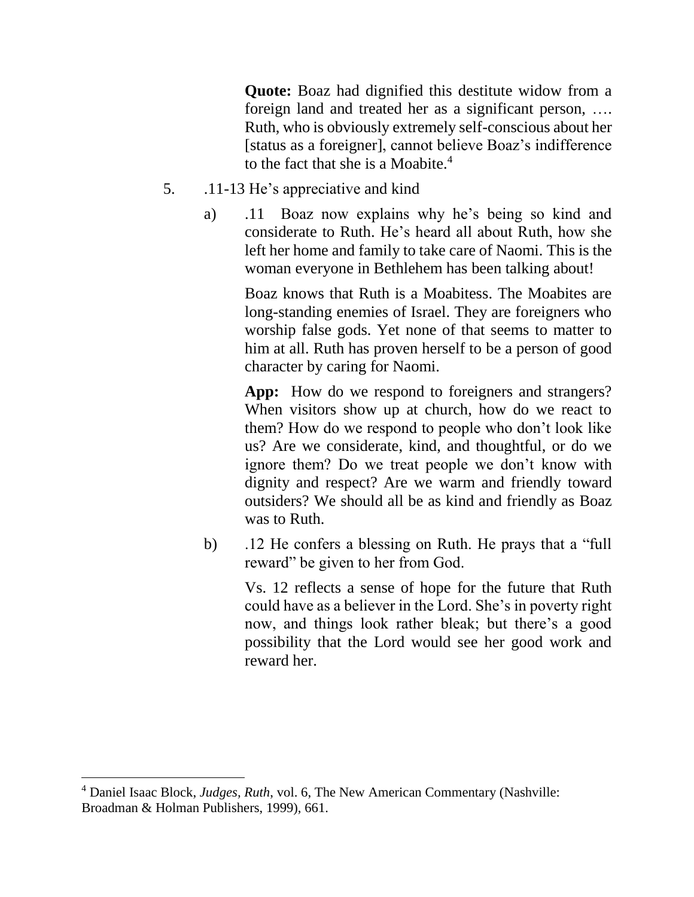**Quote:** Boaz had dignified this destitute widow from a foreign land and treated her as a significant person, …. Ruth, who is obviously extremely self-conscious about her [status as a foreigner], cannot believe Boaz's indifference to the fact that she is a Moabite.[4]

5. .11-13 He's appreciative and kind

   a) .11 Boaz now explains why he's being so kind and considerate to Ruth. He's heard all about Ruth, how she left her home and family to take care of Naomi. This is the woman everyone in Bethlehem has been talking about!

      Boaz knows that Ruth is a Moabitess. The Moabites are long-standing enemies of Israel. They are foreigners who worship false gods. Yet none of that seems to matter to him at all. Ruth has proven herself to be a person of good character by caring for Naomi.

      **App:** How do we respond to foreigners and strangers? When visitors show up at church, how do we react to them? How do we respond to people who don't look like us? Are we considerate, kind, and thoughtful, or do we ignore them? Do we treat people we don't know with dignity and respect? Are we warm and friendly toward outsiders? We should all be as kind and friendly as Boaz was to Ruth.

   b) .12 He confers a blessing on Ruth. He prays that a "full reward" be given to her from God.

      Vs. 12 reflects a sense of hope for the future that Ruth could have as a believer in the Lord. She's in poverty right now, and things look rather bleak; but there's a good possibility that the Lord would see her good work and reward her.

---

[4] Daniel Isaac Block, *Judges, Ruth*, vol. 6, The New American Commentary (Nashville: Broadman & Holman Publishers, 1999), 661.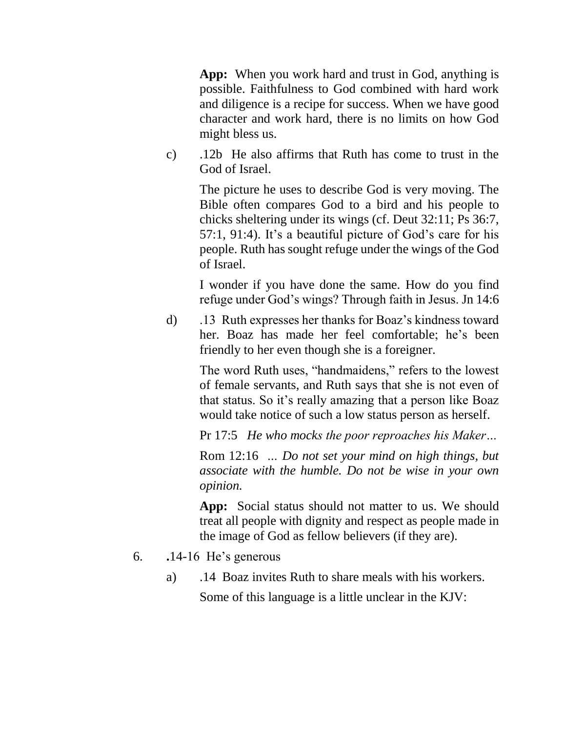**App:** When you work hard and trust in God, anything is possible. Faithfulness to God combined with hard work and diligence is a recipe for success. When we have good character and work hard, there is no limits on how God might bless us.

c) .12b He also affirms that Ruth has come to trust in the God of Israel.

The picture he uses to describe God is very moving. The Bible often compares God to a bird and his people to chicks sheltering under its wings (cf. Deut 32:11; Ps 36:7, 57:1, 91:4). It's a beautiful picture of God's care for his people. Ruth has sought refuge under the wings of the God of Israel.

I wonder if you have done the same. How do you find refuge under God's wings? Through faith in Jesus. Jn 14:6

d) .13 Ruth expresses her thanks for Boaz's kindness toward her. Boaz has made her feel comfortable; he's been friendly to her even though she is a foreigner.

The word Ruth uses, "handmaidens," refers to the lowest of female servants, and Ruth says that she is not even of that status. So it's really amazing that a person like Boaz would take notice of such a low status person as herself.

Pr 17:5 *He who mocks the poor reproaches his Maker…*

Rom 12:16 *… Do not set your mind on high things, but associate with the humble. Do not be wise in your own opinion.*

**App:** Social status should not matter to us. We should treat all people with dignity and respect as people made in the image of God as fellow believers (if they are).

6. **.**14-16 He's generous

a) .14 Boaz invites Ruth to share meals with his workers.

Some of this language is a little unclear in the KJV: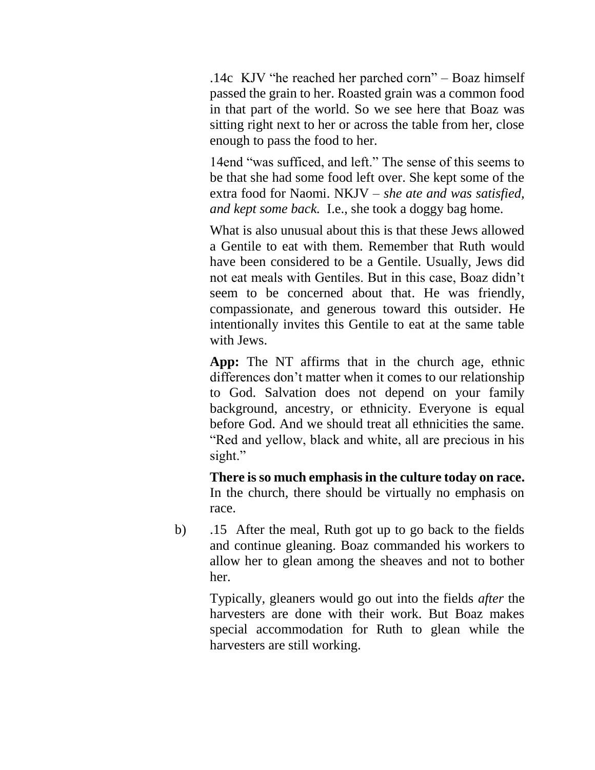.14c KJV "he reached her parched corn" – Boaz himself passed the grain to her. Roasted grain was a common food in that part of the world. So we see here that Boaz was sitting right next to her or across the table from her, close enough to pass the food to her.

14end "was sufficed, and left." The sense of this seems to be that she had some food left over. She kept some of the extra food for Naomi. NKJV – *she ate and was satisfied, and kept some back.* I.e., she took a doggy bag home.

What is also unusual about this is that these Jews allowed a Gentile to eat with them. Remember that Ruth would have been considered to be a Gentile. Usually, Jews did not eat meals with Gentiles. But in this case, Boaz didn't seem to be concerned about that. He was friendly, compassionate, and generous toward this outsider. He intentionally invites this Gentile to eat at the same table with Jews.

**App:** The NT affirms that in the church age, ethnic differences don't matter when it comes to our relationship to God. Salvation does not depend on your family background, ancestry, or ethnicity. Everyone is equal before God. And we should treat all ethnicities the same. "Red and yellow, black and white, all are precious in his sight."

**There is so much emphasis in the culture today on race.** In the church, there should be virtually no emphasis on race.

b) .15 After the meal, Ruth got up to go back to the fields and continue gleaning. Boaz commanded his workers to allow her to glean among the sheaves and not to bother her.

Typically, gleaners would go out into the fields *after* the harvesters are done with their work. But Boaz makes special accommodation for Ruth to glean while the harvesters are still working.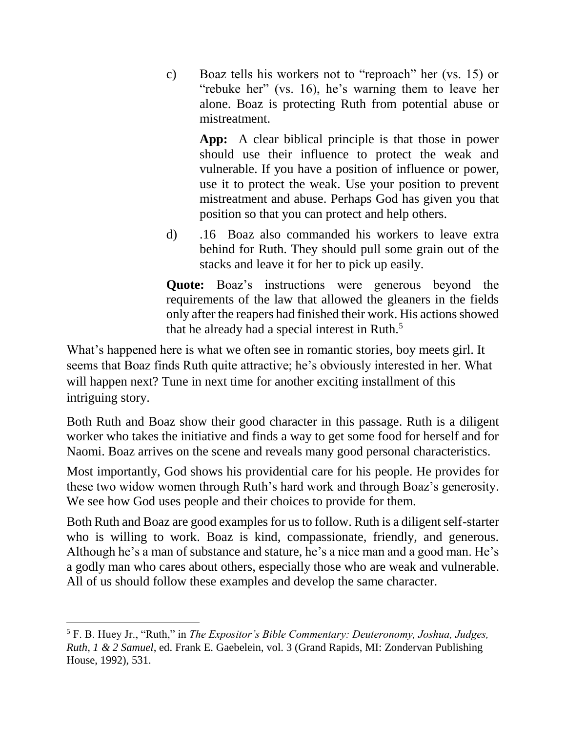c) Boaz tells his workers not to "reproach" her (vs. 15) or "rebuke her" (vs. 16), he's warning them to leave her alone. Boaz is protecting Ruth from potential abuse or mistreatment.

 **App:** A clear biblical principle is that those in power should use their influence to protect the weak and vulnerable. If you have a position of influence or power, use it to protect the weak. Use your position to prevent mistreatment and abuse. Perhaps God has given you that position so that you can protect and help others.

d) .16 Boaz also commanded his workers to leave extra behind for Ruth. They should pull some grain out of the stacks and leave it for her to pick up easily.

**Quote:** Boaz's instructions were generous beyond the requirements of the law that allowed the gleaners in the fields only after the reapers had finished their work. His actions showed that he already had a special interest in Ruth.[5]

What's happened here is what we often see in romantic stories, boy meets girl. It seems that Boaz finds Ruth quite attractive; he's obviously interested in her. What will happen next? Tune in next time for another exciting installment of this intriguing story.

Both Ruth and Boaz show their good character in this passage. Ruth is a diligent worker who takes the initiative and finds a way to get some food for herself and for Naomi. Boaz arrives on the scene and reveals many good personal characteristics.

Most importantly, God shows his providential care for his people. He provides for these two widow women through Ruth's hard work and through Boaz's generosity. We see how God uses people and their choices to provide for them.

Both Ruth and Boaz are good examples for us to follow. Ruth is a diligent self-starter who is willing to work. Boaz is kind, compassionate, friendly, and generous. Although he's a man of substance and stature, he's a nice man and a good man. He's a godly man who cares about others, especially those who are weak and vulnerable. All of us should follow these examples and develop the same character.

---

[5] F. B. Huey Jr., "Ruth," in *The Expositor's Bible Commentary: Deuteronomy, Joshua, Judges, Ruth, 1 & 2 Samuel*, ed. Frank E. Gaebelein, vol. 3 (Grand Rapids, MI: Zondervan Publishing House, 1992), 531.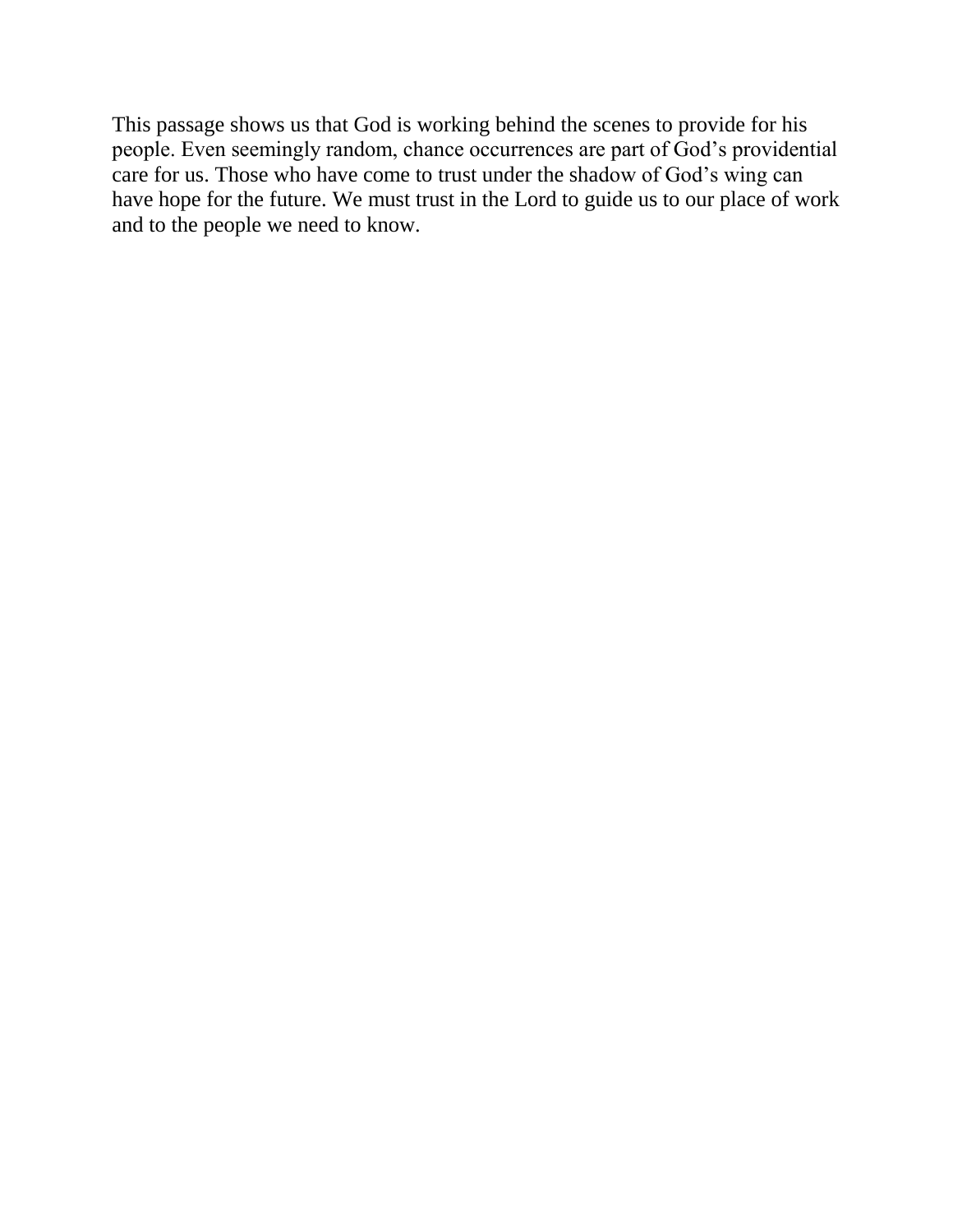This passage shows us that God is working behind the scenes to provide for his people. Even seemingly random, chance occurrences are part of God's providential care for us. Those who have come to trust under the shadow of God's wing can have hope for the future. We must trust in the Lord to guide us to our place of work and to the people we need to know.